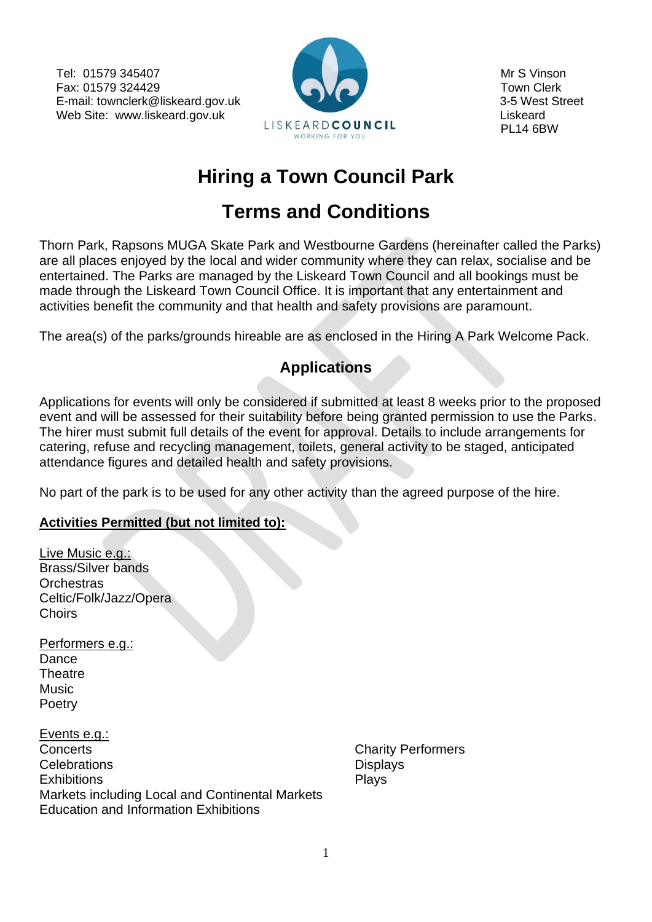Tel: 01579 345407
Fax: 01579 324429
E-mail: townclerk@liskeard.gov.uk
Web Site: www.liskeard.gov.uk

LISKEARD COUNCIL
WORKING FOR YOU

Mr S Vinson
Town Clerk
3-5 West Street
Liskeard
PL14 6BW

# Hiring a Town Council Park

# Terms and Conditions

Thorn Park, Rapsons MUGA Skate Park and Westbourne Gardens (hereinafter called the Parks) are all places enjoyed by the local and wider community where they can relax, socialise and be entertained. The Parks are managed by the Liskeard Town Council and all bookings must be made through the Liskeard Town Council Office. It is important that any entertainment and activities benefit the community and that health and safety provisions are paramount.

The area(s) of the parks/grounds hireable are as enclosed in the Hiring A Park Welcome Pack.

## Applications

Applications for events will only be considered if submitted at least 8 weeks prior to the proposed event and will be assessed for their suitability before being granted permission to use the Parks. The hirer must submit full details of the event for approval. Details to include arrangements for catering, refuse and recycling management, toilets, general activity to be staged, anticipated attendance figures and detailed health and safety provisions.

No part of the park is to be used for any other activity than the agreed purpose of the hire.

**Activities Permitted (but not limited to):**

Live Music e.g.:
Brass/Silver bands
Orchestras
Celtic/Folk/Jazz/Opera
Choirs

Performers e.g.:
Dance
Theatre
Music
Poetry

Events e.g.:
Concerts
Celebrations
Exhibitions
Markets including Local and Continental Markets
Education and Information Exhibitions
Charity Performers
Displays
Plays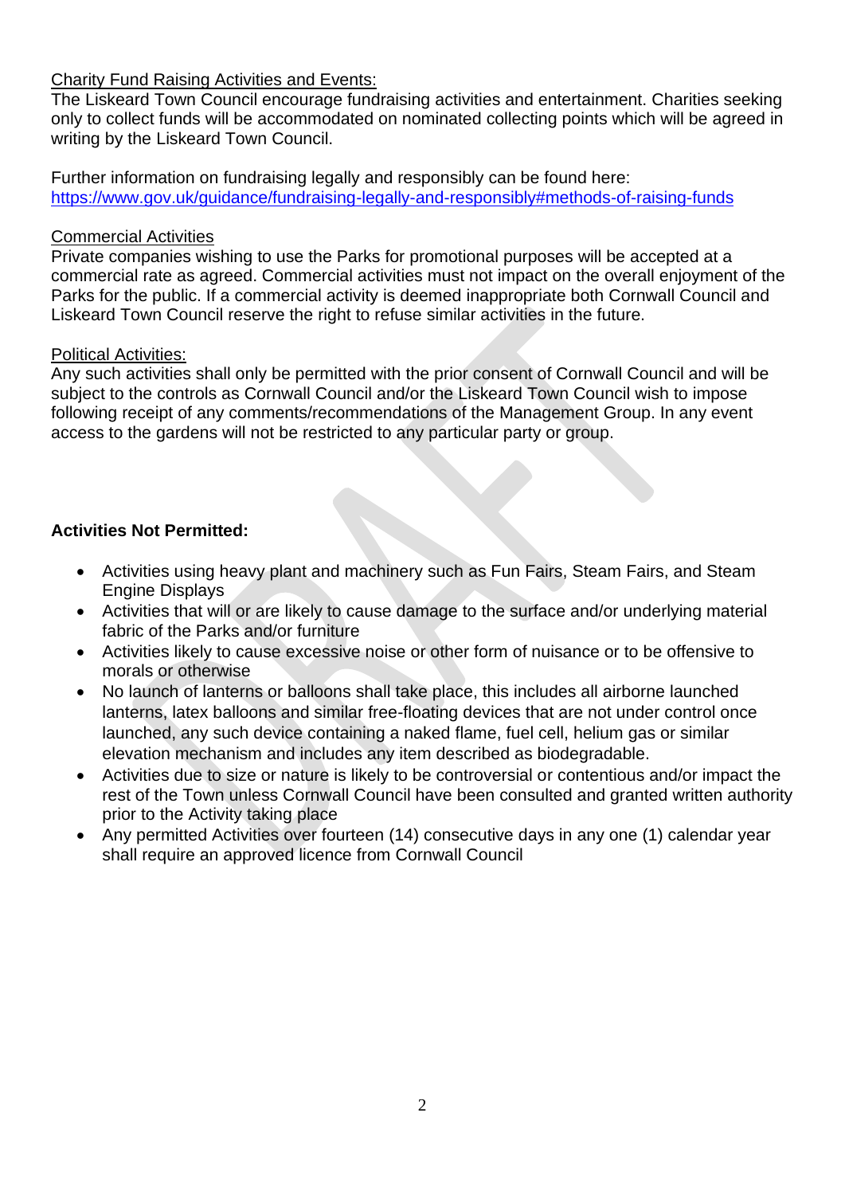Charity Fund Raising Activities and Events:

The Liskeard Town Council encourage fundraising activities and entertainment. Charities seeking only to collect funds will be accommodated on nominated collecting points which will be agreed in writing by the Liskeard Town Council.

Further information on fundraising legally and responsibly can be found here: https://www.gov.uk/guidance/fundraising-legally-and-responsibly#methods-of-raising-funds

Commercial Activities

Private companies wishing to use the Parks for promotional purposes will be accepted at a commercial rate as agreed. Commercial activities must not impact on the overall enjoyment of the Parks for the public. If a commercial activity is deemed inappropriate both Cornwall Council and Liskeard Town Council reserve the right to refuse similar activities in the future.

Political Activities:

Any such activities shall only be permitted with the prior consent of Cornwall Council and will be subject to the controls as Cornwall Council and/or the Liskeard Town Council wish to impose following receipt of any comments/recommendations of the Management Group. In any event access to the gardens will not be restricted to any particular party or group.

**Activities Not Permitted:**

- Activities using heavy plant and machinery such as Fun Fairs, Steam Fairs, and Steam Engine Displays
- Activities that will or are likely to cause damage to the surface and/or underlying material fabric of the Parks and/or furniture
- Activities likely to cause excessive noise or other form of nuisance or to be offensive to morals or otherwise
- No launch of lanterns or balloons shall take place, this includes all airborne launched lanterns, latex balloons and similar free-floating devices that are not under control once launched, any such device containing a naked flame, fuel cell, helium gas or similar elevation mechanism and includes any item described as biodegradable.
- Activities due to size or nature is likely to be controversial or contentious and/or impact the rest of the Town unless Cornwall Council have been consulted and granted written authority prior to the Activity taking place
- Any permitted Activities over fourteen (14) consecutive days in any one (1) calendar year shall require an approved licence from Cornwall Council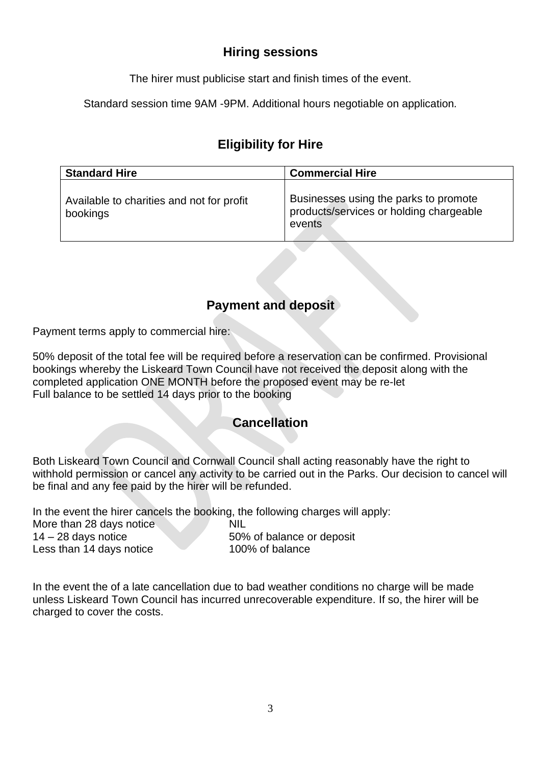## Hiring sessions

The hirer must publicise start and finish times of the event.

Standard session time 9AM -9PM. Additional hours negotiable on application.

## Eligibility for Hire

| Standard Hire | Commercial Hire |
|---|---|
| Available to charities and not for profit bookings | Businesses using the parks to promote products/services or holding chargeable events |

## Payment and deposit

Payment terms apply to commercial hire:

50% deposit of the total fee will be required before a reservation can be confirmed. Provisional bookings whereby the Liskeard Town Council have not received the deposit along with the completed application ONE MONTH before the proposed event may be re-let
Full balance to be settled 14 days prior to the booking

## Cancellation

Both Liskeard Town Council and Cornwall Council shall acting reasonably have the right to withhold permission or cancel any activity to be carried out in the Parks. Our decision to cancel will be final and any fee paid by the hirer will be refunded.

In the event the hirer cancels the booking, the following charges will apply:

| | |
|---|---|
| More than 28 days notice | NIL |
| 14 – 28 days notice | 50% of balance or deposit |
| Less than 14 days notice | 100% of balance |

In the event the of a late cancellation due to bad weather conditions no charge will be made unless Liskeard Town Council has incurred unrecoverable expenditure. If so, the hirer will be charged to cover the costs.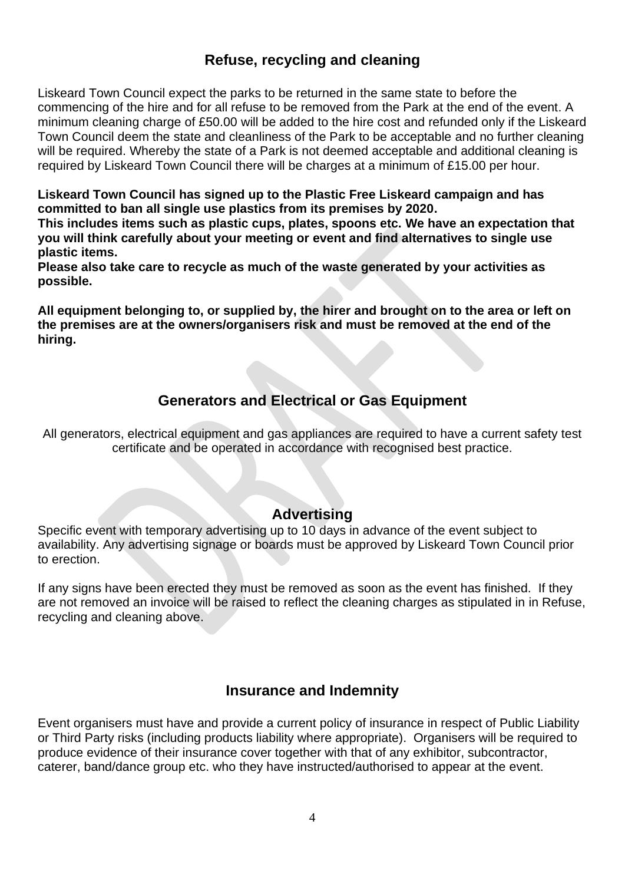## Refuse, recycling and cleaning

Liskeard Town Council expect the parks to be returned in the same state to before the commencing of the hire and for all refuse to be removed from the Park at the end of the event. A minimum cleaning charge of £50.00 will be added to the hire cost and refunded only if the Liskeard Town Council deem the state and cleanliness of the Park to be acceptable and no further cleaning will be required. Whereby the state of a Park is not deemed acceptable and additional cleaning is required by Liskeard Town Council there will be charges at a minimum of £15.00 per hour.

**Liskeard Town Council has signed up to the Plastic Free Liskeard campaign and has committed to ban all single use plastics from its premises by 2020.**
**This includes items such as plastic cups, plates, spoons etc. We have an expectation that you will think carefully about your meeting or event and find alternatives to single use plastic items.**
**Please also take care to recycle as much of the waste generated by your activities as possible.**

**All equipment belonging to, or supplied by, the hirer and brought on to the area or left on the premises are at the owners/organisers risk and must be removed at the end of the hiring.**

## Generators and Electrical or Gas Equipment

All generators, electrical equipment and gas appliances are required to have a current safety test certificate and be operated in accordance with recognised best practice.

## Advertising

Specific event with temporary advertising up to 10 days in advance of the event subject to availability. Any advertising signage or boards must be approved by Liskeard Town Council prior to erection.

If any signs have been erected they must be removed as soon as the event has finished. If they are not removed an invoice will be raised to reflect the cleaning charges as stipulated in in Refuse, recycling and cleaning above.

## Insurance and Indemnity

Event organisers must have and provide a current policy of insurance in respect of Public Liability or Third Party risks (including products liability where appropriate). Organisers will be required to produce evidence of their insurance cover together with that of any exhibitor, subcontractor, caterer, band/dance group etc. who they have instructed/authorised to appear at the event.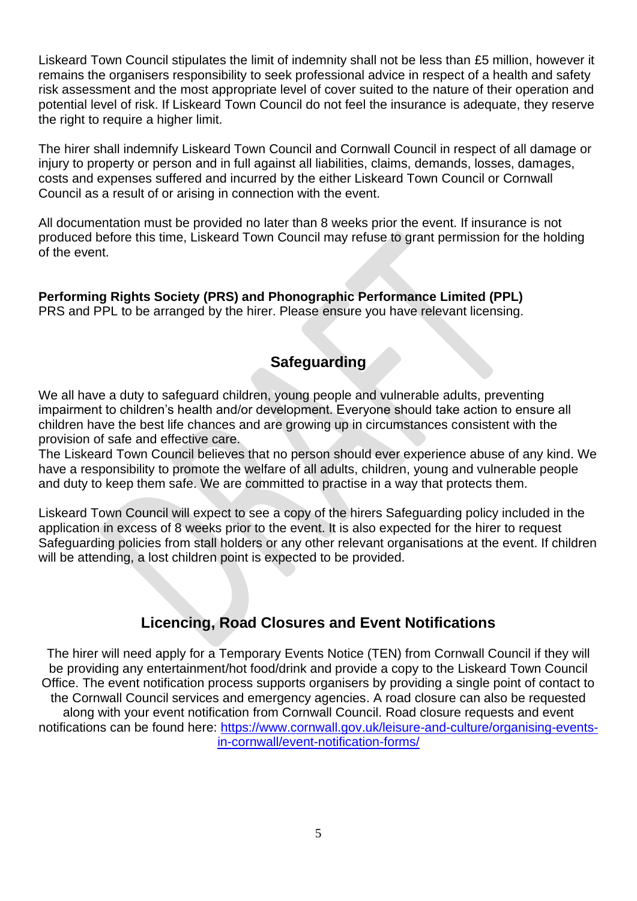Liskeard Town Council stipulates the limit of indemnity shall not be less than £5 million, however it remains the organisers responsibility to seek professional advice in respect of a health and safety risk assessment and the most appropriate level of cover suited to the nature of their operation and potential level of risk. If Liskeard Town Council do not feel the insurance is adequate, they reserve the right to require a higher limit.

The hirer shall indemnify Liskeard Town Council and Cornwall Council in respect of all damage or injury to property or person and in full against all liabilities, claims, demands, losses, damages, costs and expenses suffered and incurred by the either Liskeard Town Council or Cornwall Council as a result of or arising in connection with the event.

All documentation must be provided no later than 8 weeks prior the event. If insurance is not produced before this time, Liskeard Town Council may refuse to grant permission for the holding of the event.

**Performing Rights Society (PRS) and Phonographic Performance Limited (PPL)**
PRS and PPL to be arranged by the hirer. Please ensure you have relevant licensing.

## Safeguarding

We all have a duty to safeguard children, young people and vulnerable adults, preventing impairment to children's health and/or development. Everyone should take action to ensure all children have the best life chances and are growing up in circumstances consistent with the provision of safe and effective care.
The Liskeard Town Council believes that no person should ever experience abuse of any kind. We have a responsibility to promote the welfare of all adults, children, young and vulnerable people and duty to keep them safe. We are committed to practise in a way that protects them.

Liskeard Town Council will expect to see a copy of the hirers Safeguarding policy included in the application in excess of 8 weeks prior to the event. It is also expected for the hirer to request Safeguarding policies from stall holders or any other relevant organisations at the event. If children will be attending, a lost children point is expected to be provided.

## Licencing, Road Closures and Event Notifications

The hirer will need apply for a Temporary Events Notice (TEN) from Cornwall Council if they will be providing any entertainment/hot food/drink and provide a copy to the Liskeard Town Council Office. The event notification process supports organisers by providing a single point of contact to the Cornwall Council services and emergency agencies. A road closure can also be requested along with your event notification from Cornwall Council. Road closure requests and event notifications can be found here: https://www.cornwall.gov.uk/leisure-and-culture/organising-events-in-cornwall/event-notification-forms/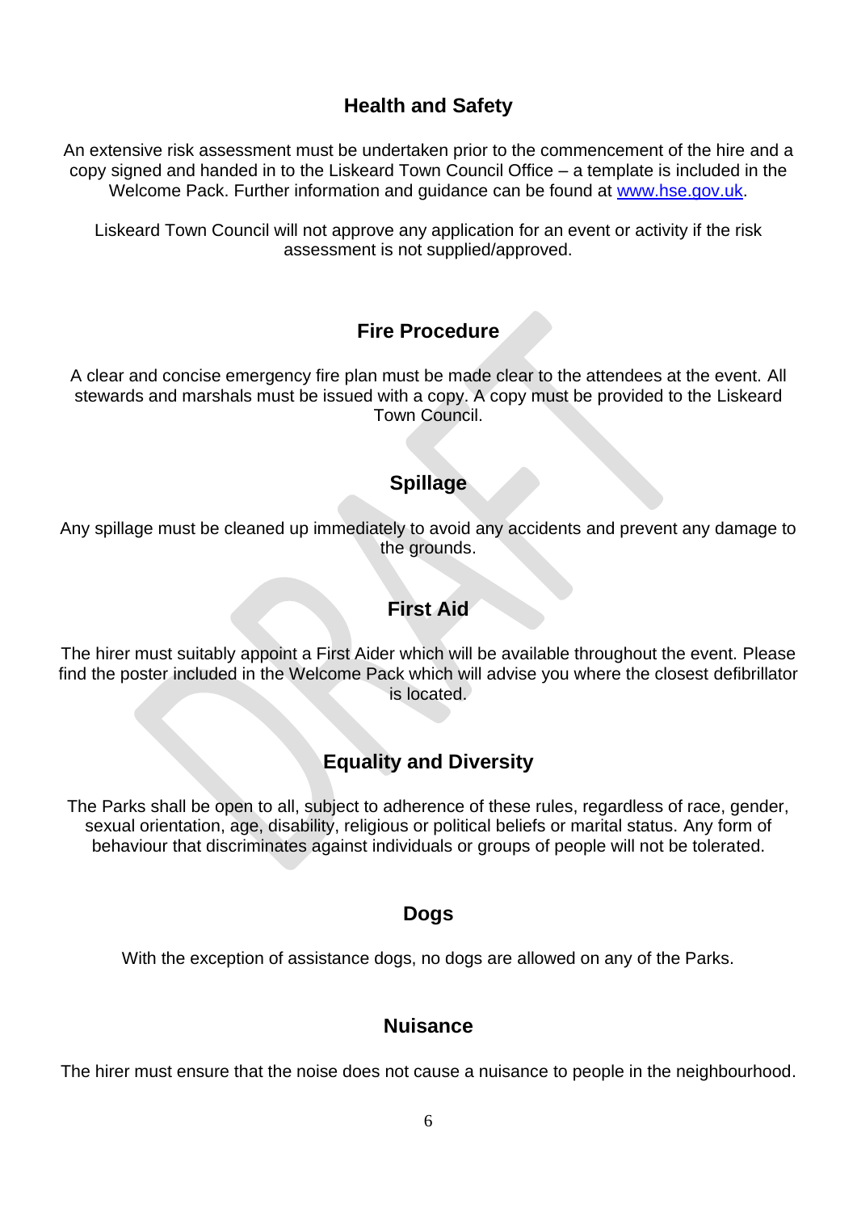## Health and Safety

An extensive risk assessment must be undertaken prior to the commencement of the hire and a copy signed and handed in to the Liskeard Town Council Office – a template is included in the Welcome Pack. Further information and guidance can be found at [www.hse.gov.uk](http://www.hse.gov.uk).

Liskeard Town Council will not approve any application for an event or activity if the risk assessment is not supplied/approved.

## Fire Procedure

A clear and concise emergency fire plan must be made clear to the attendees at the event. All stewards and marshals must be issued with a copy. A copy must be provided to the Liskeard Town Council.

## Spillage

Any spillage must be cleaned up immediately to avoid any accidents and prevent any damage to the grounds.

## First Aid

The hirer must suitably appoint a First Aider which will be available throughout the event. Please find the poster included in the Welcome Pack which will advise you where the closest defibrillator is located.

## Equality and Diversity

The Parks shall be open to all, subject to adherence of these rules, regardless of race, gender, sexual orientation, age, disability, religious or political beliefs or marital status. Any form of behaviour that discriminates against individuals or groups of people will not be tolerated.

## Dogs

With the exception of assistance dogs, no dogs are allowed on any of the Parks.

## Nuisance

The hirer must ensure that the noise does not cause a nuisance to people in the neighbourhood.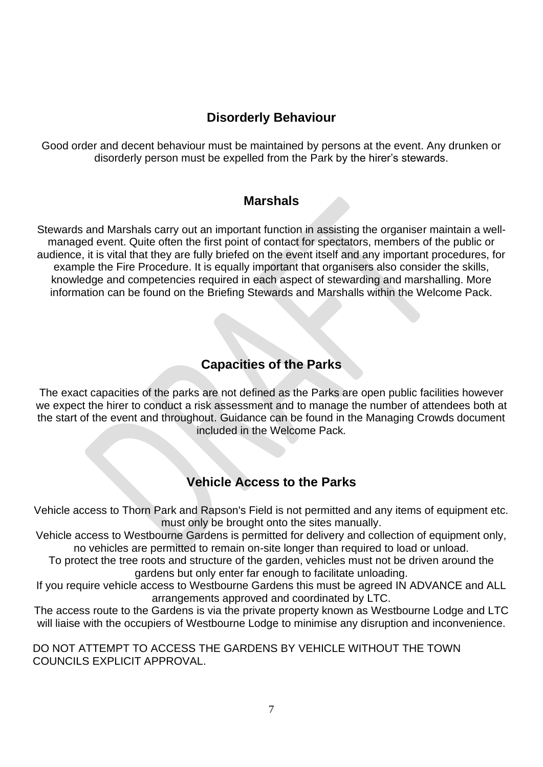## Disorderly Behaviour

Good order and decent behaviour must be maintained by persons at the event. Any drunken or disorderly person must be expelled from the Park by the hirer's stewards.

## Marshals

Stewards and Marshals carry out an important function in assisting the organiser maintain a well-managed event. Quite often the first point of contact for spectators, members of the public or audience, it is vital that they are fully briefed on the event itself and any important procedures, for example the Fire Procedure. It is equally important that organisers also consider the skills, knowledge and competencies required in each aspect of stewarding and marshalling. More information can be found on the Briefing Stewards and Marshalls within the Welcome Pack.

## Capacities of the Parks

The exact capacities of the parks are not defined as the Parks are open public facilities however we expect the hirer to conduct a risk assessment and to manage the number of attendees both at the start of the event and throughout. Guidance can be found in the Managing Crowds document included in the Welcome Pack.

## Vehicle Access to the Parks

Vehicle access to Thorn Park and Rapson's Field is not permitted and any items of equipment etc. must only be brought onto the sites manually.

Vehicle access to Westbourne Gardens is permitted for delivery and collection of equipment only, no vehicles are permitted to remain on-site longer than required to load or unload.

To protect the tree roots and structure of the garden, vehicles must not be driven around the gardens but only enter far enough to facilitate unloading.

If you require vehicle access to Westbourne Gardens this must be agreed IN ADVANCE and ALL arrangements approved and coordinated by LTC.

The access route to the Gardens is via the private property known as Westbourne Lodge and LTC will liaise with the occupiers of Westbourne Lodge to minimise any disruption and inconvenience.

DO NOT ATTEMPT TO ACCESS THE GARDENS BY VEHICLE WITHOUT THE TOWN COUNCILS EXPLICIT APPROVAL.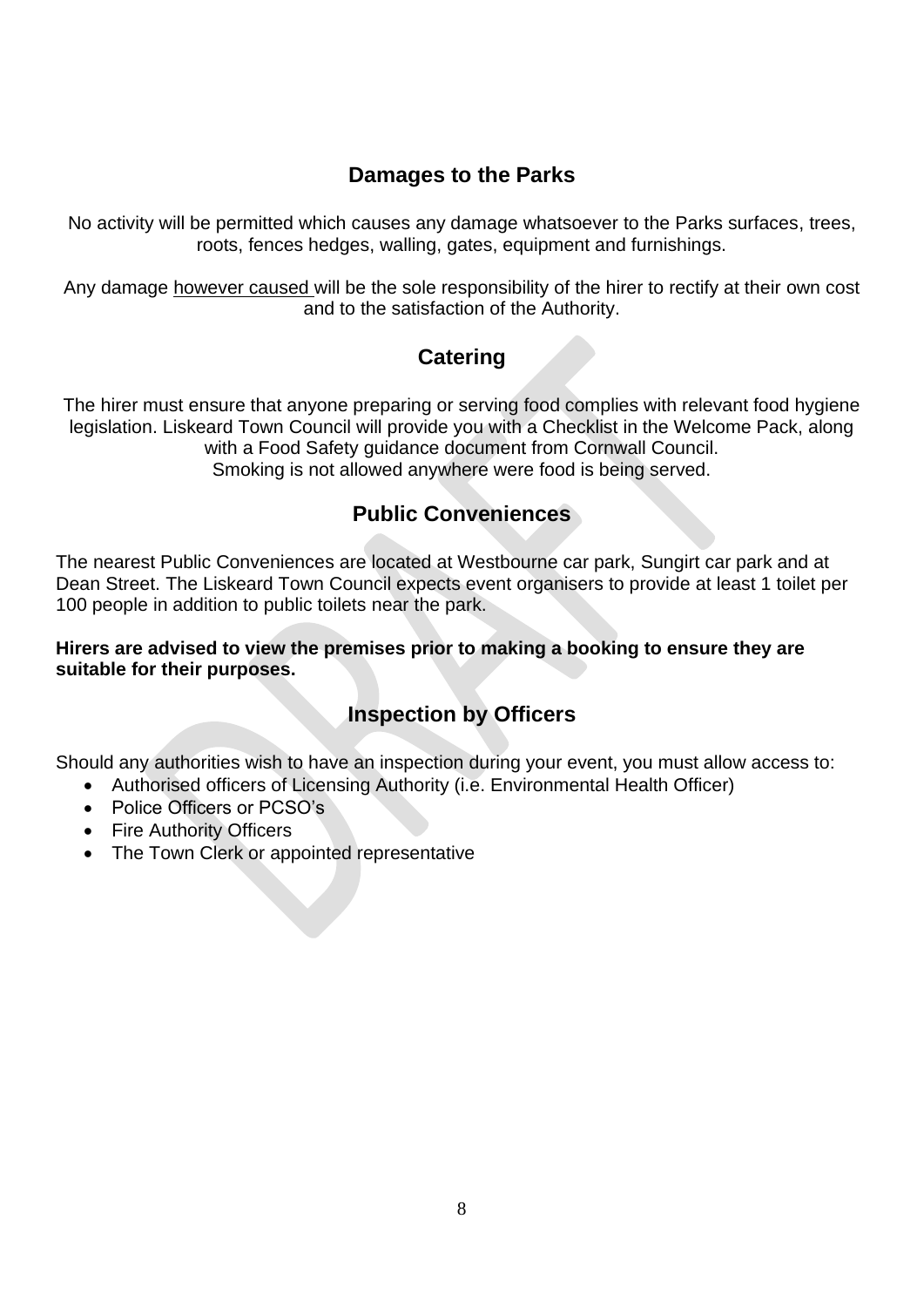## Damages to the Parks

No activity will be permitted which causes any damage whatsoever to the Parks surfaces, trees, roots, fences hedges, walling, gates, equipment and furnishings.

Any damage however caused will be the sole responsibility of the hirer to rectify at their own cost and to the satisfaction of the Authority.

## Catering

The hirer must ensure that anyone preparing or serving food complies with relevant food hygiene legislation. Liskeard Town Council will provide you with a Checklist in the Welcome Pack, along with a Food Safety guidance document from Cornwall Council.
Smoking is not allowed anywhere were food is being served.

## Public Conveniences

The nearest Public Conveniences are located at Westbourne car park, Sungirt car park and at Dean Street. The Liskeard Town Council expects event organisers to provide at least 1 toilet per 100 people in addition to public toilets near the park.

**Hirers are advised to view the premises prior to making a booking to ensure they are suitable for their purposes.**

## Inspection by Officers

Should any authorities wish to have an inspection during your event, you must allow access to:

- Authorised officers of Licensing Authority (i.e. Environmental Health Officer)
- Police Officers or PCSO's
- Fire Authority Officers
- The Town Clerk or appointed representative